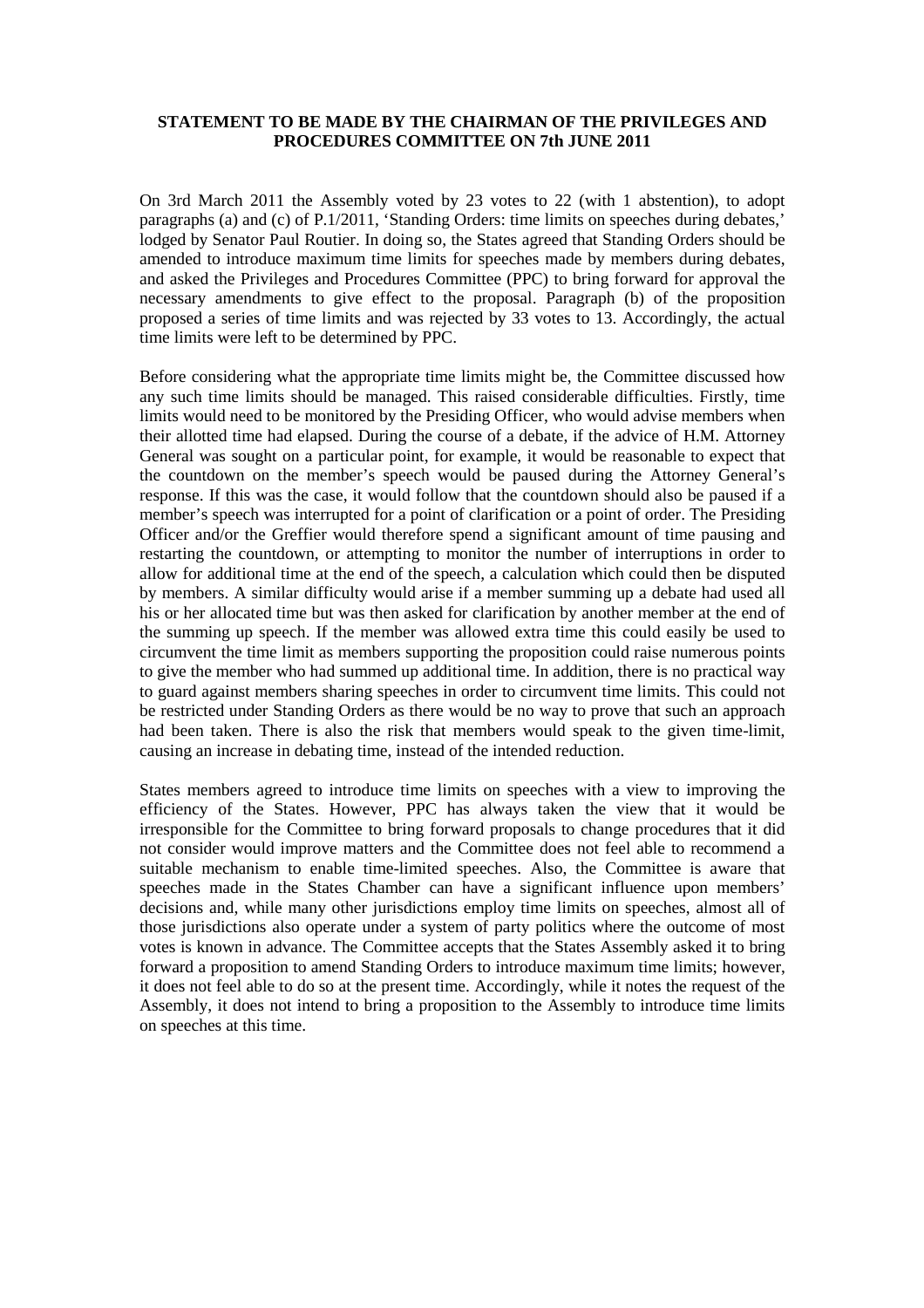**STATEMENT TO BE MADE BY THE CHAIRMAN OF THE PRIVILEGES AND PROCEDURES COMMITTEE ON 7th JUNE 2011**

On 3rd March 2011 the Assembly voted by 23 votes to 22 (with 1 abstention), to adopt paragraphs (a) and (c) of P.1/2011, 'Standing Orders: time limits on speeches during debates,' lodged by Senator Paul Routier. In doing so, the States agreed that Standing Orders should be amended to introduce maximum time limits for speeches made by members during debates, and asked the Privileges and Procedures Committee (PPC) to bring forward for approval the necessary amendments to give effect to the proposal. Paragraph (b) of the proposition proposed a series of time limits and was rejected by 33 votes to 13. Accordingly, the actual time limits were left to be determined by PPC.

Before considering what the appropriate time limits might be, the Committee discussed how any such time limits should be managed. This raised considerable difficulties. Firstly, time limits would need to be monitored by the Presiding Officer, who would advise members when their allotted time had elapsed. During the course of a debate, if the advice of H.M. Attorney General was sought on a particular point, for example, it would be reasonable to expect that the countdown on the member's speech would be paused during the Attorney General's response. If this was the case, it would follow that the countdown should also be paused if a member's speech was interrupted for a point of clarification or a point of order. The Presiding Officer and/or the Greffier would therefore spend a significant amount of time pausing and restarting the countdown, or attempting to monitor the number of interruptions in order to allow for additional time at the end of the speech, a calculation which could then be disputed by members. A similar difficulty would arise if a member summing up a debate had used all his or her allocated time but was then asked for clarification by another member at the end of the summing up speech. If the member was allowed extra time this could easily be used to circumvent the time limit as members supporting the proposition could raise numerous points to give the member who had summed up additional time. In addition, there is no practical way to guard against members sharing speeches in order to circumvent time limits. This could not be restricted under Standing Orders as there would be no way to prove that such an approach had been taken. There is also the risk that members would speak to the given time-limit, causing an increase in debating time, instead of the intended reduction.

States members agreed to introduce time limits on speeches with a view to improving the efficiency of the States. However, PPC has always taken the view that it would be irresponsible for the Committee to bring forward proposals to change procedures that it did not consider would improve matters and the Committee does not feel able to recommend a suitable mechanism to enable time-limited speeches. Also, the Committee is aware that speeches made in the States Chamber can have a significant influence upon members' decisions and, while many other jurisdictions employ time limits on speeches, almost all of those jurisdictions also operate under a system of party politics where the outcome of most votes is known in advance. The Committee accepts that the States Assembly asked it to bring forward a proposition to amend Standing Orders to introduce maximum time limits; however, it does not feel able to do so at the present time. Accordingly, while it notes the request of the Assembly, it does not intend to bring a proposition to the Assembly to introduce time limits on speeches at this time.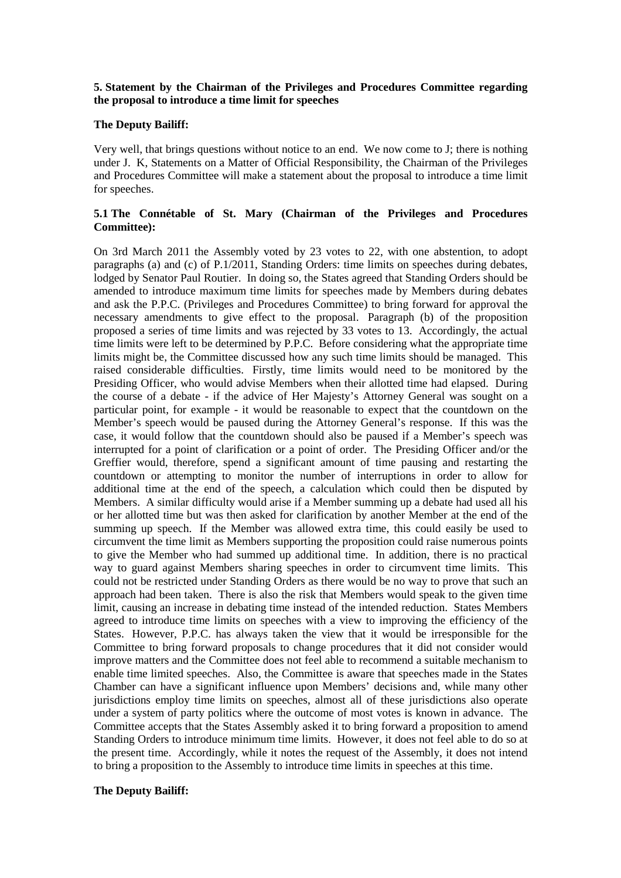**5. Statement by the Chairman of the Privileges and Procedures Committee regarding the proposal to introduce a time limit for speeches**

**The Deputy Bailiff:**

Very well, that brings questions without notice to an end. We now come to J; there is nothing under J. K, Statements on a Matter of Official Responsibility, the Chairman of the Privileges and Procedures Committee will make a statement about the proposal to introduce a time limit for speeches.

**5.1 The Connétable of St. Mary (Chairman of the Privileges and Procedures Committee):**

On 3rd March 2011 the Assembly voted by 23 votes to 22, with one abstention, to adopt paragraphs (a) and (c) of P.1/2011, Standing Orders: time limits on speeches during debates, lodged by Senator Paul Routier. In doing so, the States agreed that Standing Orders should be amended to introduce maximum time limits for speeches made by Members during debates and ask the P.P.C. (Privileges and Procedures Committee) to bring forward for approval the necessary amendments to give effect to the proposal. Paragraph (b) of the proposition proposed a series of time limits and was rejected by 33 votes to 13. Accordingly, the actual time limits were left to be determined by P.P.C. Before considering what the appropriate time limits might be, the Committee discussed how any such time limits should be managed. This raised considerable difficulties. Firstly, time limits would need to be monitored by the Presiding Officer, who would advise Members when their allotted time had elapsed. During the course of a debate - if the advice of Her Majesty's Attorney General was sought on a particular point, for example - it would be reasonable to expect that the countdown on the Member's speech would be paused during the Attorney General's response. If this was the case, it would follow that the countdown should also be paused if a Member's speech was interrupted for a point of clarification or a point of order. The Presiding Officer and/or the Greffier would, therefore, spend a significant amount of time pausing and restarting the countdown or attempting to monitor the number of interruptions in order to allow for additional time at the end of the speech, a calculation which could then be disputed by Members. A similar difficulty would arise if a Member summing up a debate had used all his or her allotted time but was then asked for clarification by another Member at the end of the summing up speech. If the Member was allowed extra time, this could easily be used to circumvent the time limit as Members supporting the proposition could raise numerous points to give the Member who had summed up additional time. In addition, there is no practical way to guard against Members sharing speeches in order to circumvent time limits. This could not be restricted under Standing Orders as there would be no way to prove that such an approach had been taken. There is also the risk that Members would speak to the given time limit, causing an increase in debating time instead of the intended reduction. States Members agreed to introduce time limits on speeches with a view to improving the efficiency of the States. However, P.P.C. has always taken the view that it would be irresponsible for the Committee to bring forward proposals to change procedures that it did not consider would improve matters and the Committee does not feel able to recommend a suitable mechanism to enable time limited speeches. Also, the Committee is aware that speeches made in the States Chamber can have a significant influence upon Members' decisions and, while many other jurisdictions employ time limits on speeches, almost all of these jurisdictions also operate under a system of party politics where the outcome of most votes is known in advance. The Committee accepts that the States Assembly asked it to bring forward a proposition to amend Standing Orders to introduce minimum time limits. However, it does not feel able to do so at the present time. Accordingly, while it notes the request of the Assembly, it does not intend to bring a proposition to the Assembly to introduce time limits in speeches at this time.

**The Deputy Bailiff:**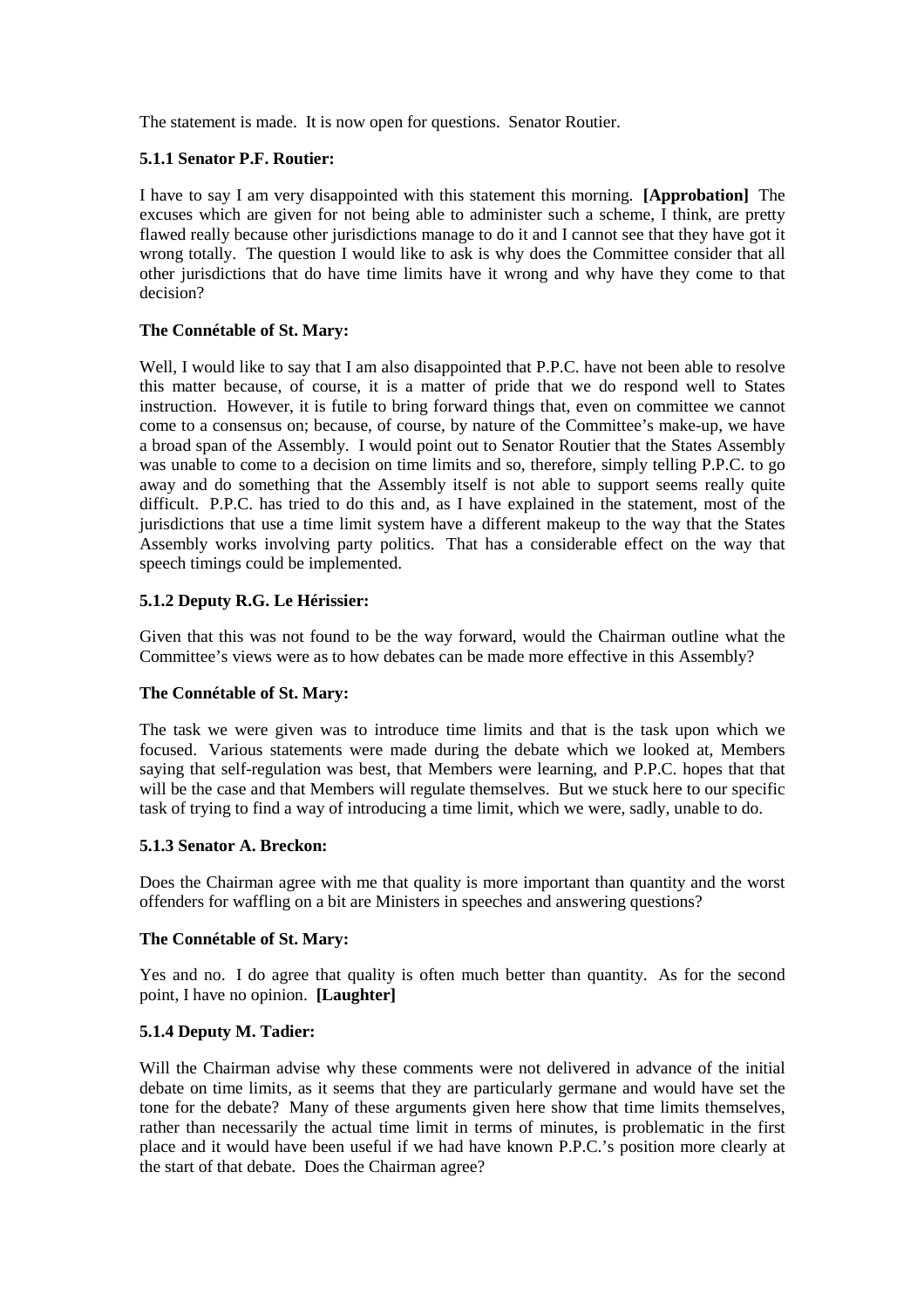The statement is made. It is now open for questions. Senator Routier.

### 5.1.1 Senator P.F. Routier:

I have to say I am very disappointed with this statement this morning. **[Approbation]** The excuses which are given for not being able to administer such a scheme, I think, are pretty flawed really because other jurisdictions manage to do it and I cannot see that they have got it wrong totally. The question I would like to ask is why does the Committee consider that all other jurisdictions that do have time limits have it wrong and why have they come to that decision?

### The Connétable of St. Mary:

Well, I would like to say that I am also disappointed that P.P.C. have not been able to resolve this matter because, of course, it is a matter of pride that we do respond well to States instruction. However, it is futile to bring forward things that, even on committee we cannot come to a consensus on; because, of course, by nature of the Committee's make-up, we have a broad span of the Assembly. I would point out to Senator Routier that the States Assembly was unable to come to a decision on time limits and so, therefore, simply telling P.P.C. to go away and do something that the Assembly itself is not able to support seems really quite difficult. P.P.C. has tried to do this and, as I have explained in the statement, most of the jurisdictions that use a time limit system have a different makeup to the way that the States Assembly works involving party politics. That has a considerable effect on the way that speech timings could be implemented.

### 5.1.2 Deputy R.G. Le Hérissier:

Given that this was not found to be the way forward, would the Chairman outline what the Committee's views were as to how debates can be made more effective in this Assembly?

### The Connétable of St. Mary:

The task we were given was to introduce time limits and that is the task upon which we focused. Various statements were made during the debate which we looked at, Members saying that self-regulation was best, that Members were learning, and P.P.C. hopes that that will be the case and that Members will regulate themselves. But we stuck here to our specific task of trying to find a way of introducing a time limit, which we were, sadly, unable to do.

### 5.1.3 Senator A. Breckon:

Does the Chairman agree with me that quality is more important than quantity and the worst offenders for waffling on a bit are Ministers in speeches and answering questions?

### The Connétable of St. Mary:

Yes and no. I do agree that quality is often much better than quantity. As for the second point, I have no opinion. **[Laughter]**

### 5.1.4 Deputy M. Tadier:

Will the Chairman advise why these comments were not delivered in advance of the initial debate on time limits, as it seems that they are particularly germane and would have set the tone for the debate? Many of these arguments given here show that time limits themselves, rather than necessarily the actual time limit in terms of minutes, is problematic in the first place and it would have been useful if we had have known P.P.C.'s position more clearly at the start of that debate. Does the Chairman agree?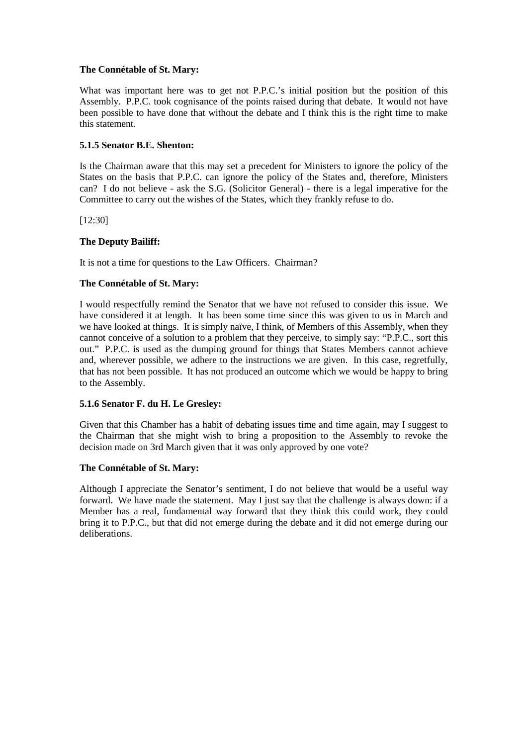**The Connétable of St. Mary:**

What was important here was to get not P.P.C.'s initial position but the position of this Assembly. P.P.C. took cognisance of the points raised during that debate. It would not have been possible to have done that without the debate and I think this is the right time to make this statement.

**5.1.5 Senator B.E. Shenton:**

Is the Chairman aware that this may set a precedent for Ministers to ignore the policy of the States on the basis that P.P.C. can ignore the policy of the States and, therefore, Ministers can? I do not believe - ask the S.G. (Solicitor General) - there is a legal imperative for the Committee to carry out the wishes of the States, which they frankly refuse to do.

[12:30]

**The Deputy Bailiff:**

It is not a time for questions to the Law Officers. Chairman?

**The Connétable of St. Mary:**

I would respectfully remind the Senator that we have not refused to consider this issue. We have considered it at length. It has been some time since this was given to us in March and we have looked at things. It is simply naïve, I think, of Members of this Assembly, when they cannot conceive of a solution to a problem that they perceive, to simply say: "P.P.C., sort this out." P.P.C. is used as the dumping ground for things that States Members cannot achieve and, wherever possible, we adhere to the instructions we are given. In this case, regretfully, that has not been possible. It has not produced an outcome which we would be happy to bring to the Assembly.

**5.1.6 Senator F. du H. Le Gresley:**

Given that this Chamber has a habit of debating issues time and time again, may I suggest to the Chairman that she might wish to bring a proposition to the Assembly to revoke the decision made on 3rd March given that it was only approved by one vote?

**The Connétable of St. Mary:**

Although I appreciate the Senator's sentiment, I do not believe that would be a useful way forward. We have made the statement. May I just say that the challenge is always down: if a Member has a real, fundamental way forward that they think this could work, they could bring it to P.P.C., but that did not emerge during the debate and it did not emerge during our deliberations.